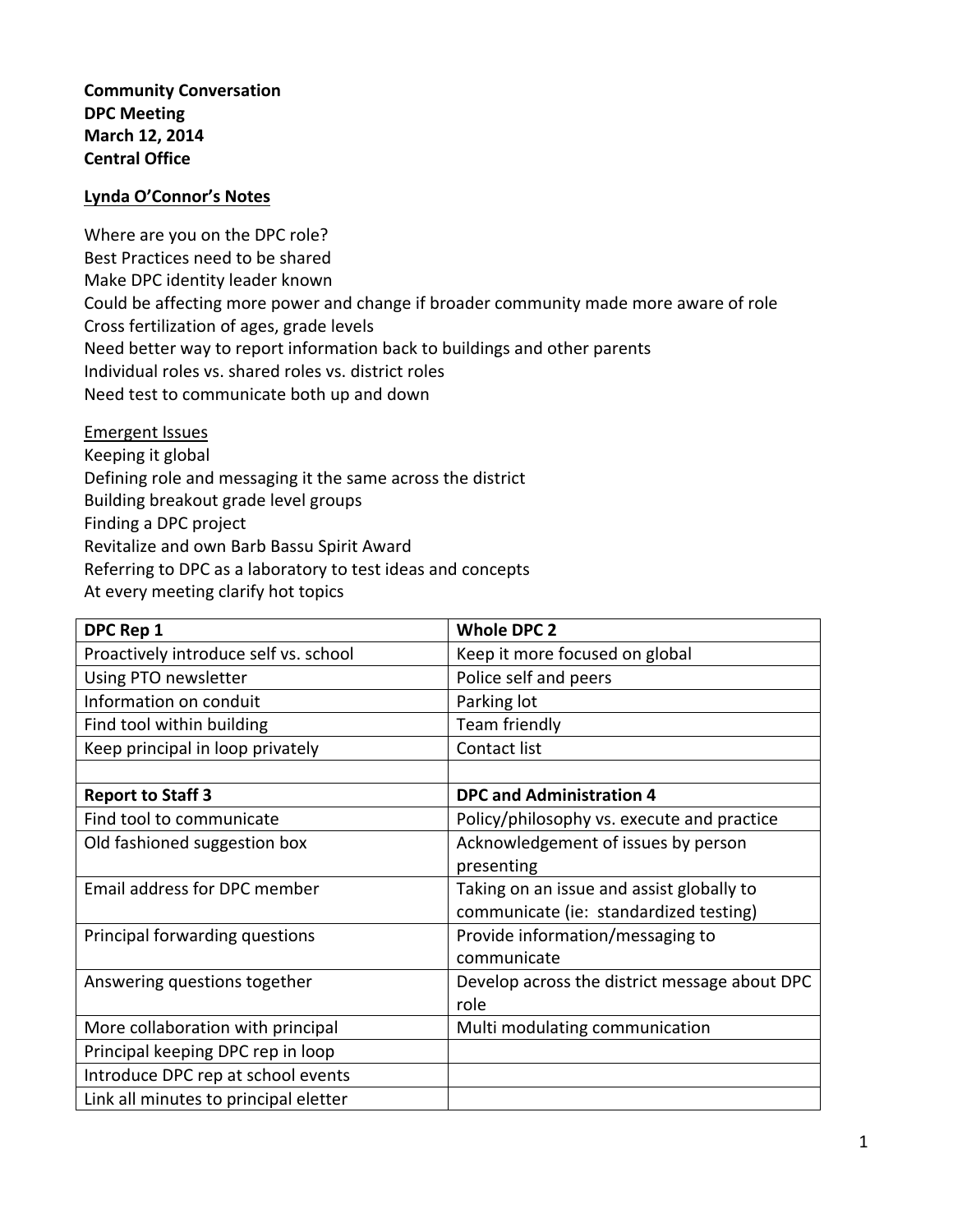**Community Conversation**
**DPC Meeting**
**March 12, 2014**
**Central Office**

**Lynda O'Connor's Notes**

Where are you on the DPC role?
Best Practices need to be shared
Make DPC identity leader known
Could be affecting more power and change if broader community made more aware of role
Cross fertilization of ages, grade levels
Need better way to report information back to buildings and other parents
Individual roles vs. shared roles vs. district roles
Need test to communicate both up and down

Emergent Issues
Keeping it global
Defining role and messaging it the same across the district
Building breakout grade level groups
Finding a DPC project
Revitalize and own Barb Bassu Spirit Award
Referring to DPC as a laboratory to test ideas and concepts
At every meeting clarify hot topics

| **DPC Rep 1** | **Whole DPC 2** |
| --- | --- |
| Proactively introduce self vs. school | Keep it more focused on global |
| Using PTO newsletter | Police self and peers |
| Information on conduit | Parking lot |
| Find tool within building | Team friendly |
| Keep principal in loop privately | Contact list |
| | |
| **Report to Staff 3** | **DPC and Administration 4** |
| Find tool to communicate | Policy/philosophy vs. execute and practice |
| Old fashioned suggestion box | Acknowledgement of issues by person presenting |
| Email address for DPC member | Taking on an issue and assist globally to communicate (ie: standardized testing) |
| Principal forwarding questions | Provide information/messaging to communicate |
| Answering questions together | Develop across the district message about DPC role |
| More collaboration with principal | Multi modulating communication |
| Principal keeping DPC rep in loop | |
| Introduce DPC rep at school events | |
| Link all minutes to principal eletter | |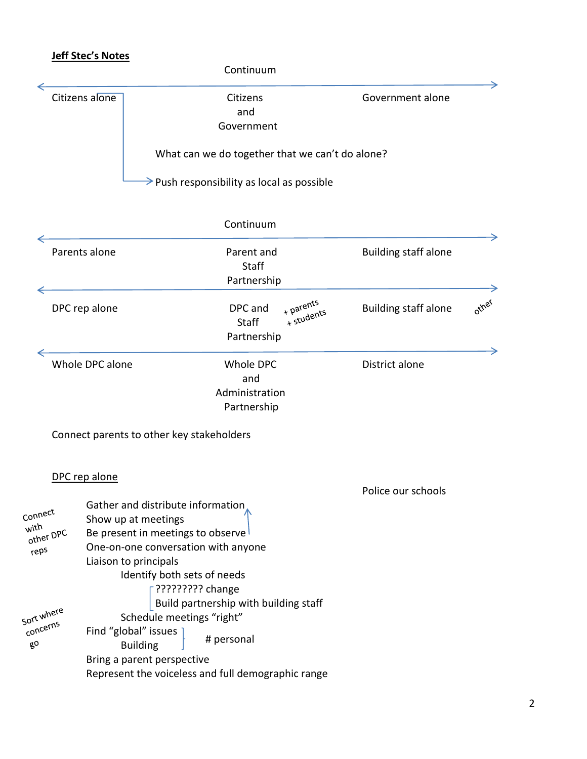**Jeff Stec's Notes**

Continuum

← Citizens alone — Citizens and Government — Government alone →

What can we do together that we can't do alone?

→ Push responsibility as local as possible

Continuum

← Parents alone — Parent and Staff Partnership — Building staff alone →

← DPC rep alone — DPC and Staff Partnership (+ parents + students) — Building staff alone (other) →

← Whole DPC alone — Whole DPC and Administration Partnership — District alone →

Connect parents to other key stakeholders

DPC rep alone

Police our schools

*Connect with other DPC reps*

- Gather and distribute information
- Show up at meetings
- Be present in meetings to observe
- One-on-one conversation with anyone
- Liaison to principals
  - Identify both sets of needs
    - ????????? change
    - Build partnership with building staff
  - Schedule meetings "right"

*Sort where concerns go*

- Find "global" issues / Building } # personal
- Bring a parent perspective
- Represent the voiceless and full demographic range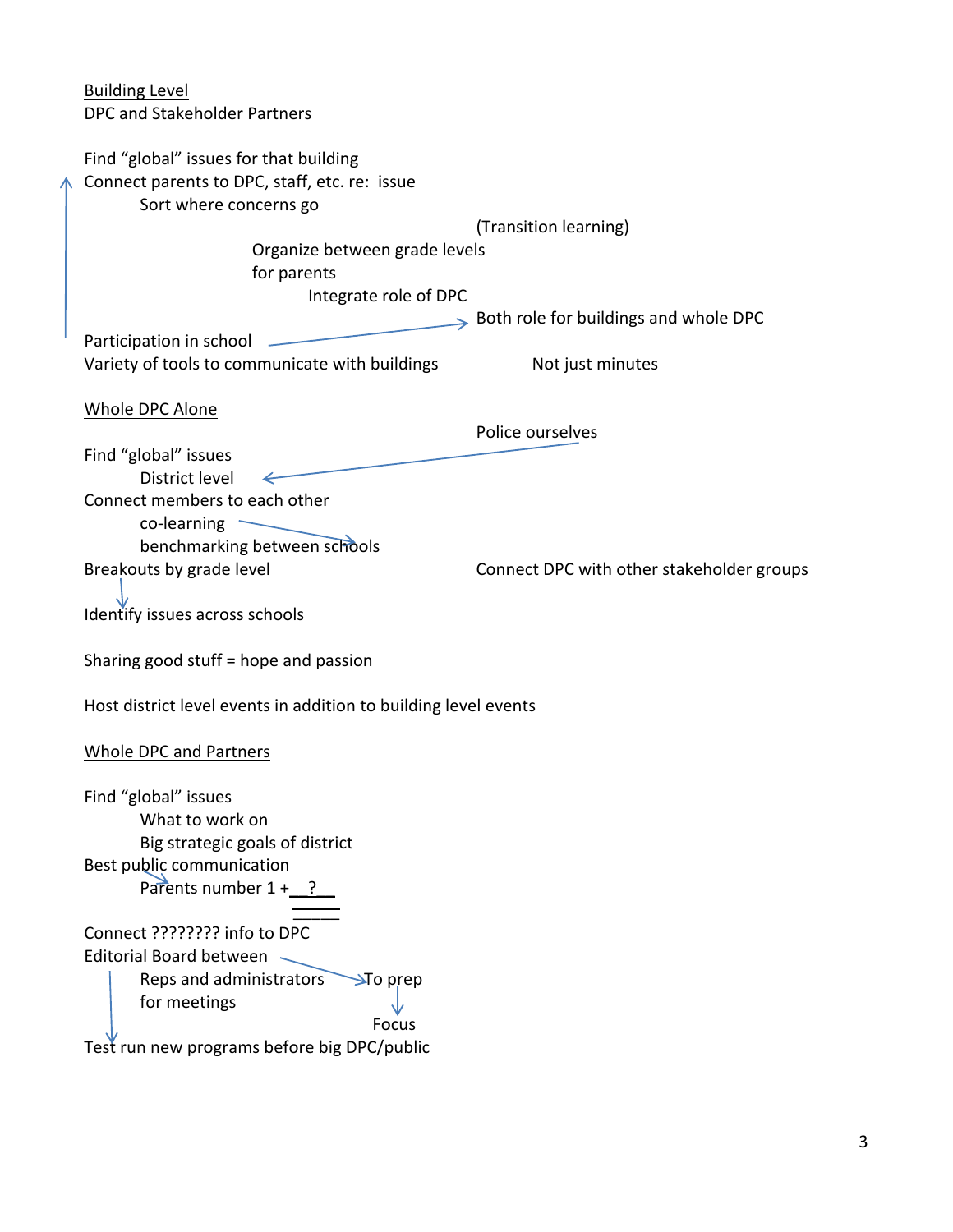<u>Building Level</u>
<u>DPC and Stakeholder Partners</u>

Find “global” issues for that building
Connect parents to DPC, staff, etc. re: issue
    Sort where concerns go
            (Transition learning)
        Organize between grade levels
        for parents
            Integrate role of DPC
                Both role for buildings and whole DPC
Participation in school
Variety of tools to communicate with buildings     Not just minutes

<u>Whole DPC Alone</u>

                Police ourselves
Find “global” issues
    District level
Connect members to each other
    co-learning
    benchmarking between schools
Breakouts by grade level          Connect DPC with other stakeholder groups

Identify issues across schools

Sharing good stuff = hope and passion

Host district level events in addition to building level events

<u>Whole DPC and Partners</u>

Find “global” issues
    What to work on
    Big strategic goals of district
Best public communication
    Parents number 1 + __?__

Connect ???????? info to DPC
Editorial Board between
    Reps and administrators     To prep
    for meetings
                Focus
Test run new programs before big DPC/public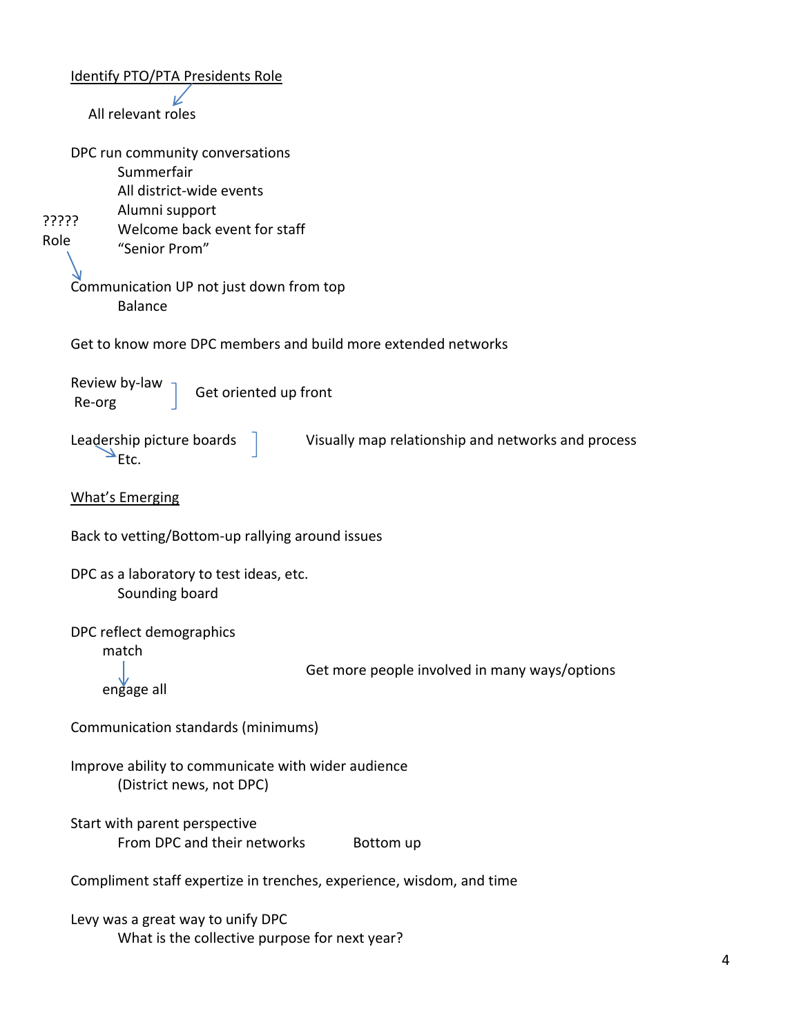<u>Identify PTO/PTA Presidents Role</u>

All relevant roles

DPC run community conversations

- Summerfair
- All district-wide events
- Alumni support
- Welcome back event for staff
- "Senior Prom"

????? Role

Communication UP not just down from top

- Balance

Get to know more DPC members and build more extended networks

Review by-law
Re-org
Get oriented up front

Leadership picture boards
Etc.
Visually map relationship and networks and process

<u>What's Emerging</u>

Back to vetting/Bottom-up rallying around issues

DPC as a laboratory to test ideas, etc.

- Sounding board

DPC reflect demographics
match
engage all
Get more people involved in many ways/options

Communication standards (minimums)

Improve ability to communicate with wider audience

- (District news, not DPC)

Start with parent perspective

- From DPC and their networks Bottom up

Compliment staff expertize in trenches, experience, wisdom, and time

Levy was a great way to unify DPC

- What is the collective purpose for next year?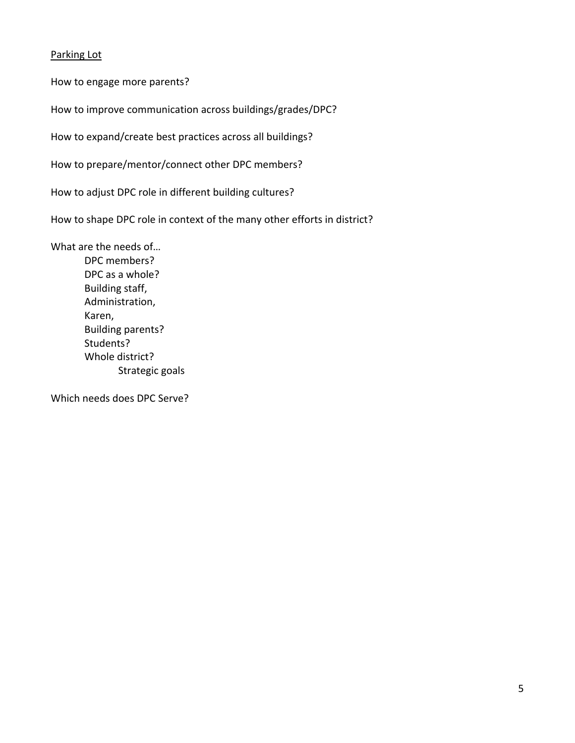<u>Parking Lot</u>

How to engage more parents?

How to improve communication across buildings/grades/DPC?

How to expand/create best practices across all buildings?

How to prepare/mentor/connect other DPC members?

How to adjust DPC role in different building cultures?

How to shape DPC role in context of the many other efforts in district?

What are the needs of…

- DPC members?
- DPC as a whole?
- Building staff,
- Administration,
- Karen,
- Building parents?
- Students?
- Whole district?
    - Strategic goals

Which needs does DPC Serve?